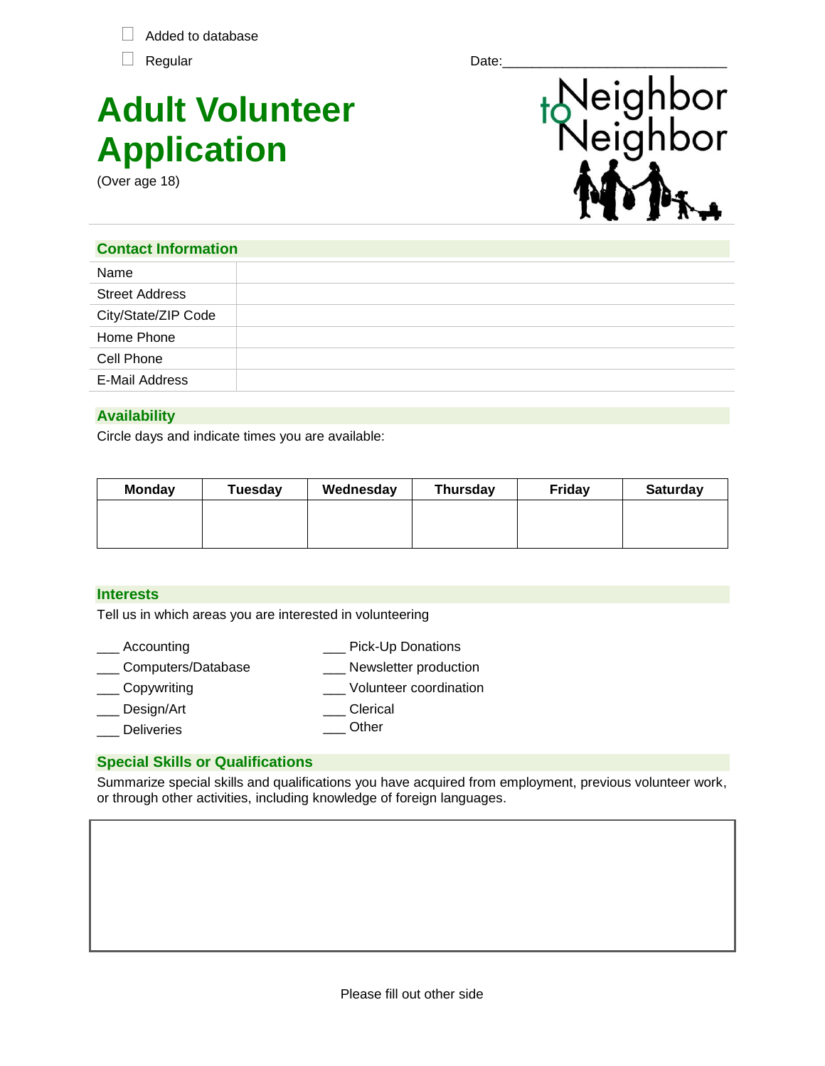☐ Added to database

☐ Regular

Date:______________________________

# Adult Volunteer Application

(Over age 18)

to Neighbor Neighbor

## Contact Information

| | |
|---|---|
| Name | |
| Street Address | |
| City/State/ZIP Code | |
| Home Phone | |
| Cell Phone | |
| E-Mail Address | |

## Availability

Circle days and indicate times you are available:

| Monday | Tuesday | Wednesday | Thursday | Friday | Saturday |
|---|---|---|---|---|---|
| | | | | | |

## Interests

Tell us in which areas you are interested in volunteering

___ Accounting

___ Computers/Database

___ Copywriting

___ Design/Art

___ Deliveries

___ Pick-Up Donations

___ Newsletter production

___ Volunteer coordination

___ Clerical

___ Other

## Special Skills or Qualifications

Summarize special skills and qualifications you have acquired from employment, previous volunteer work, or through other activities, including knowledge of foreign languages.

| |
|---|
| |

Please fill out other side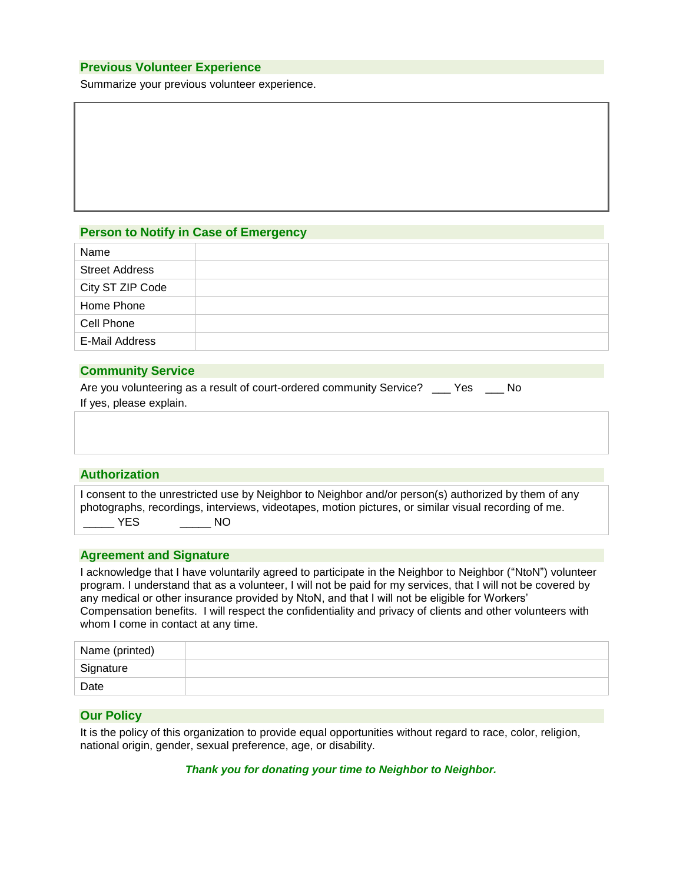## Previous Volunteer Experience

Summarize your previous volunteer experience.

## Person to Notify in Case of Emergency

| | |
|---|---|
| Name | |
| Street Address | |
| City ST ZIP Code | |
| Home Phone | |
| Cell Phone | |
| E-Mail Address | |

## Community Service

Are you volunteering as a result of court-ordered community Service? ___ Yes ___ No

If yes, please explain.

## Authorization

I consent to the unrestricted use by Neighbor to Neighbor and/or person(s) authorized by them of any photographs, recordings, interviews, videotapes, motion pictures, or similar visual recording of me.

_____ YES _____ NO

## Agreement and Signature

I acknowledge that I have voluntarily agreed to participate in the Neighbor to Neighbor ("NtoN") volunteer program. I understand that as a volunteer, I will not be paid for my services, that I will not be covered by any medical or other insurance provided by NtoN, and that I will not be eligible for Workers' Compensation benefits. I will respect the confidentiality and privacy of clients and other volunteers with whom I come in contact at any time.

| | |
|---|---|
| Name (printed) | |
| Signature | |
| Date | |

## Our Policy

It is the policy of this organization to provide equal opportunities without regard to race, color, religion, national origin, gender, sexual preference, age, or disability.

***Thank you for donating your time to Neighbor to Neighbor.***